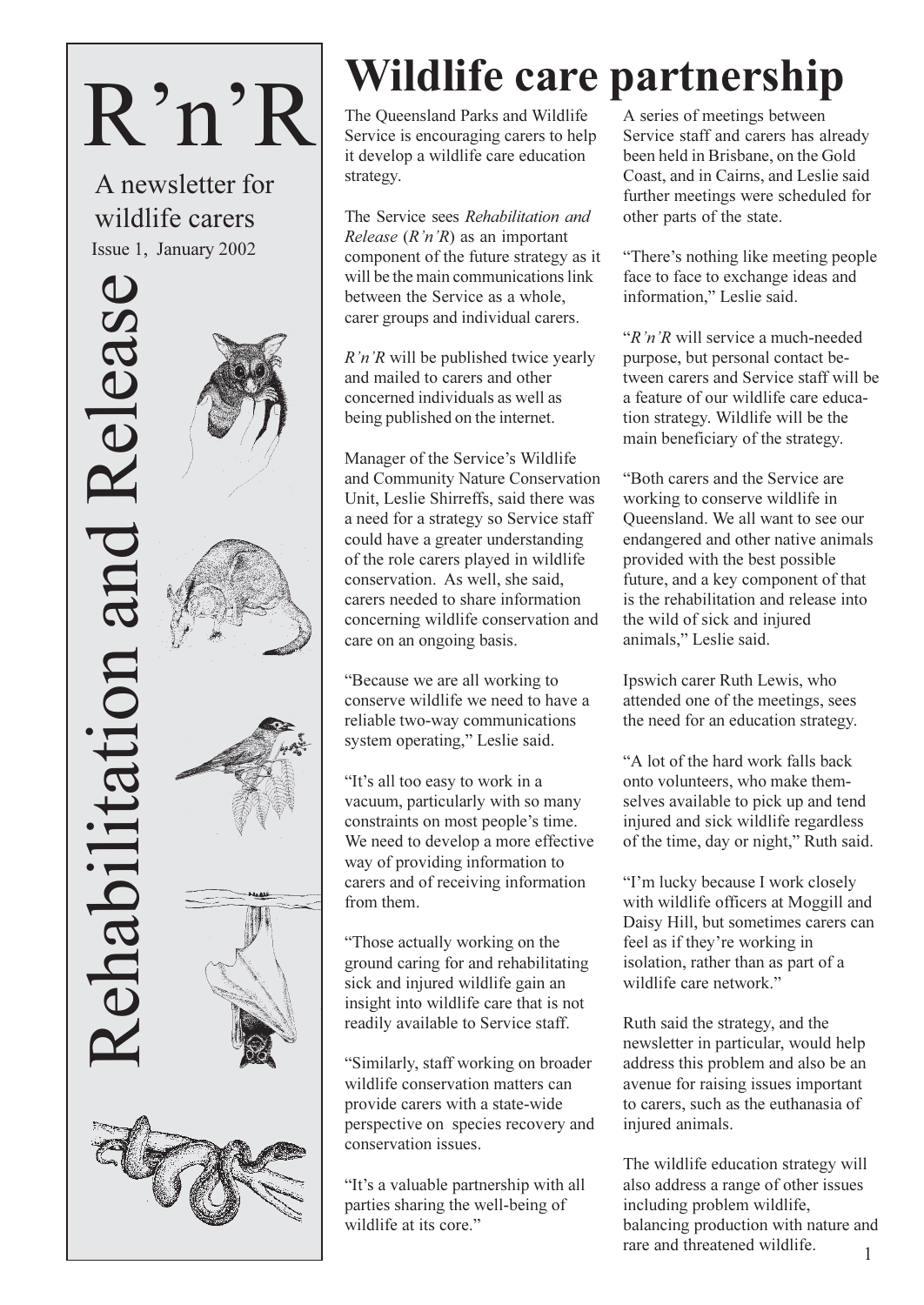# R'n'R

A newsletter for wildlife carers

Issue 1, January 2002

Rehabilitation and Release

# Wildlife care partnership

The Queensland Parks and Wildlife Service is encouraging carers to help it develop a wildlife care education strategy.

The Service sees *Rehabilitation and Release* (*R'n'R*) as an important component of the future strategy as it will be the main communications link between the Service as a whole, carer groups and individual carers.

*R'n'R* will be published twice yearly and mailed to carers and other concerned individuals as well as being published on the internet.

Manager of the Service's Wildlife and Community Nature Conservation Unit, Leslie Shirreffs, said there was a need for a strategy so Service staff could have a greater understanding of the role carers played in wildlife conservation. As well, she said, carers needed to share information concerning wildlife conservation and care on an ongoing basis.

"Because we are all working to conserve wildlife we need to have a reliable two-way communications system operating," Leslie said.

"It's all too easy to work in a vacuum, particularly with so many constraints on most people's time. We need to develop a more effective way of providing information to carers and of receiving information from them.

"Those actually working on the ground caring for and rehabilitating sick and injured wildlife gain an insight into wildlife care that is not readily available to Service staff.

"Similarly, staff working on broader wildlife conservation matters can provide carers with a state-wide perspective on species recovery and conservation issues.

"It's a valuable partnership with all parties sharing the well-being of wildlife at its core."

A series of meetings between Service staff and carers has already been held in Brisbane, on the Gold Coast, and in Cairns, and Leslie said further meetings were scheduled for other parts of the state.

"There's nothing like meeting people face to face to exchange ideas and information," Leslie said.

"*R'n'R* will service a much-needed purpose, but personal contact between carers and Service staff will be a feature of our wildlife care education strategy. Wildlife will be the main beneficiary of the strategy.

"Both carers and the Service are working to conserve wildlife in Queensland. We all want to see our endangered and other native animals provided with the best possible future, and a key component of that is the rehabilitation and release into the wild of sick and injured animals," Leslie said.

Ipswich carer Ruth Lewis, who attended one of the meetings, sees the need for an education strategy.

"A lot of the hard work falls back onto volunteers, who make themselves available to pick up and tend injured and sick wildlife regardless of the time, day or night," Ruth said.

"I'm lucky because I work closely with wildlife officers at Moggill and Daisy Hill, but sometimes carers can feel as if they're working in isolation, rather than as part of a wildlife care network."

Ruth said the strategy, and the newsletter in particular, would help address this problem and also be an avenue for raising issues important to carers, such as the euthanasia of injured animals.

The wildlife education strategy will also address a range of other issues including problem wildlife, balancing production with nature and rare and threatened wildlife.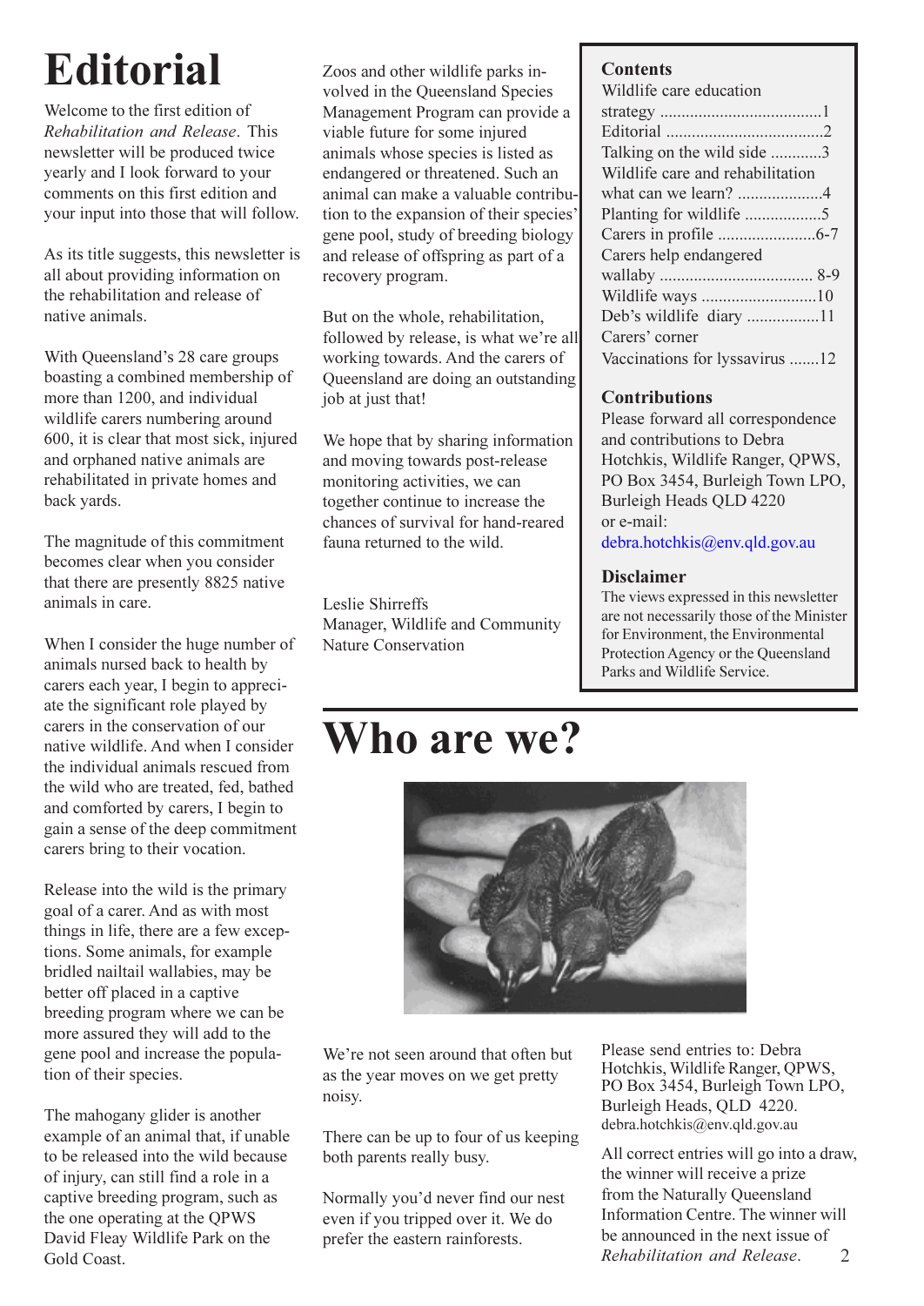# Editorial

Welcome to the first edition of *Rehabilitation and Release*. This newsletter will be produced twice yearly and I look forward to your comments on this first edition and your input into those that will follow.

As its title suggests, this newsletter is all about providing information on the rehabilitation and release of native animals.

With Queensland's 28 care groups boasting a combined membership of more than 1200, and individual wildlife carers numbering around 600, it is clear that most sick, injured and orphaned native animals are rehabilitated in private homes and back yards.

The magnitude of this commitment becomes clear when you consider that there are presently 8825 native animals in care.

When I consider the huge number of animals nursed back to health by carers each year, I begin to appreciate the significant role played by carers in the conservation of our native wildlife. And when I consider the individual animals rescued from the wild who are treated, fed, bathed and comforted by carers, I begin to gain a sense of the deep commitment carers bring to their vocation.

Release into the wild is the primary goal of a carer. And as with most things in life, there are a few exceptions. Some animals, for example bridled nailtail wallabies, may be better off placed in a captive breeding program where we can be more assured they will add to the gene pool and increase the population of their species.

The mahogany glider is another example of an animal that, if unable to be released into the wild because of injury, can still find a role in a captive breeding program, such as the one operating at the QPWS David Fleay Wildlife Park on the Gold Coast.

Zoos and other wildlife parks involved in the Queensland Species Management Program can provide a viable future for some injured animals whose species is listed as endangered or threatened. Such an animal can make a valuable contribution to the expansion of their species' gene pool, study of breeding biology and release of offspring as part of a recovery program.

But on the whole, rehabilitation, followed by release, is what we're all working towards. And the carers of Queensland are doing an outstanding job at just that!

We hope that by sharing information and moving towards post-release monitoring activities, we can together continue to increase the chances of survival for hand-reared fauna returned to the wild.

Leslie Shirreffs
Manager, Wildlife and Community Nature Conservation

## Contents

Wildlife care education strategy ......................................1
Editorial .....................................2
Talking on the wild side ............3
Wildlife care and rehabilitation what can we learn? ....................4
Planting for wildlife ..................5
Carers in profile .......................6-7
Carers help endangered wallaby .................................... 8-9
Wildlife ways ...........................10
Deb's wildlife diary .................11
Carers' corner
Vaccinations for lyssavirus .......12

## Contributions

Please forward all correspondence and contributions to Debra Hotchkis, Wildlife Ranger, QPWS, PO Box 3454, Burleigh Town LPO, Burleigh Heads QLD 4220
or e-mail:
debra.hotchkis@env.qld.gov.au

## Disclaimer

The views expressed in this newsletter are not necessarily those of the Minister for Environment, the Environmental Protection Agency or the Queensland Parks and Wildlife Service.

# Who are we?

We're not seen around that often but as the year moves on we get pretty noisy.

There can be up to four of us keeping both parents really busy.

Normally you'd never find our nest even if you tripped over it. We do prefer the eastern rainforests.

Please send entries to: Debra Hotchkis, Wildlife Ranger, QPWS, PO Box 3454, Burleigh Town LPO, Burleigh Heads, QLD 4220.
debra.hotchkis@env.qld.gov.au

All correct entries will go into a draw, the winner will receive a prize from the Naturally Queensland Information Centre. The winner will be announced in the next issue of *Rehabilitation and Release*.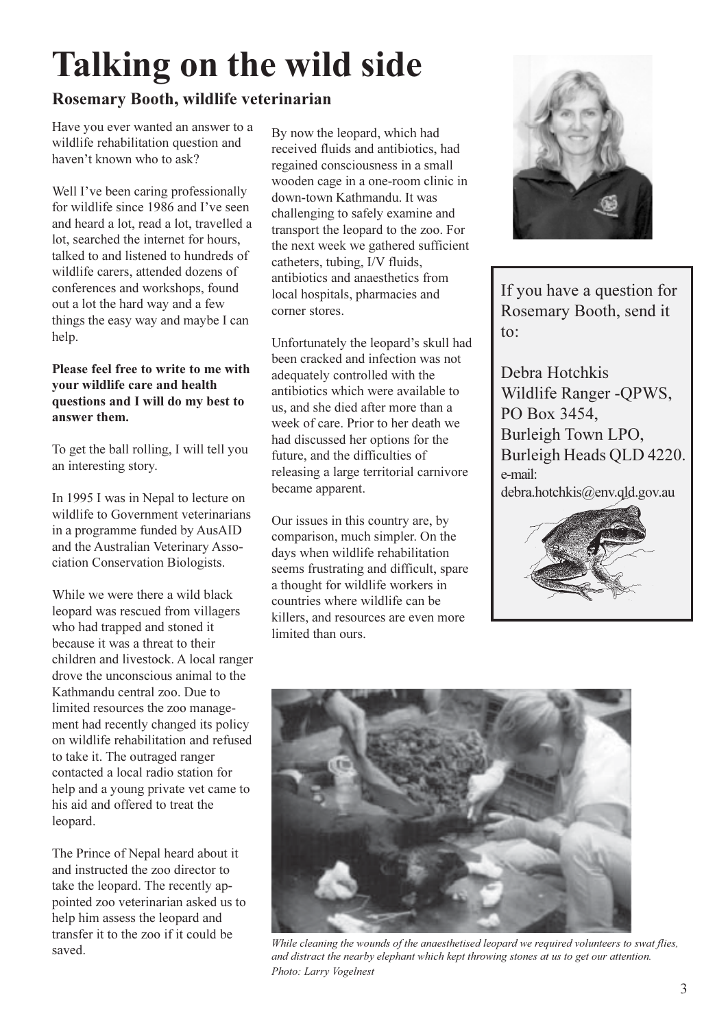# Talking on the wild side

## Rosemary Booth, wildlife veterinarian

Have you ever wanted an answer to a wildlife rehabilitation question and haven't known who to ask?

Well I've been caring professionally for wildlife since 1986 and I've seen and heard a lot, read a lot, travelled a lot, searched the internet for hours, talked to and listened to hundreds of wildlife carers, attended dozens of conferences and workshops, found out a lot the hard way and a few things the easy way and maybe I can help.

**Please feel free to write to me with your wildlife care and health questions and I will do my best to answer them.**

To get the ball rolling, I will tell you an interesting story.

In 1995 I was in Nepal to lecture on wildlife to Government veterinarians in a programme funded by AusAID and the Australian Veterinary Association Conservation Biologists.

While we were there a wild black leopard was rescued from villagers who had trapped and stoned it because it was a threat to their children and livestock. A local ranger drove the unconscious animal to the Kathmandu central zoo. Due to limited resources the zoo management had recently changed its policy on wildlife rehabilitation and refused to take it. The outraged ranger contacted a local radio station for help and a young private vet came to his aid and offered to treat the leopard.

The Prince of Nepal heard about it and instructed the zoo director to take the leopard. The recently appointed zoo veterinarian asked us to help him assess the leopard and transfer it to the zoo if it could be saved.

By now the leopard, which had received fluids and antibiotics, had regained consciousness in a small wooden cage in a one-room clinic in down-town Kathmandu. It was challenging to safely examine and transport the leopard to the zoo. For the next week we gathered sufficient catheters, tubing, I/V fluids, antibiotics and anaesthetics from local hospitals, pharmacies and corner stores.

Unfortunately the leopard's skull had been cracked and infection was not adequately controlled with the antibiotics which were available to us, and she died after more than a week of care. Prior to her death we had discussed her options for the future, and the difficulties of releasing a large territorial carnivore became apparent.

Our issues in this country are, by comparison, much simpler. On the days when wildlife rehabilitation seems frustrating and difficult, spare a thought for wildlife workers in countries where wildlife can be killers, and resources are even more limited than ours.

If you have a question for Rosemary Booth, send it to:

Debra Hotchkis
Wildlife Ranger -QPWS,
PO Box 3454,
Burleigh Town LPO,
Burleigh Heads QLD 4220.
e-mail:
debra.hotchkis@env.qld.gov.au

*While cleaning the wounds of the anaesthetised leopard we required volunteers to swat flies, and distract the nearby elephant which kept throwing stones at us to get our attention.*
*Photo: Larry Vogelnest*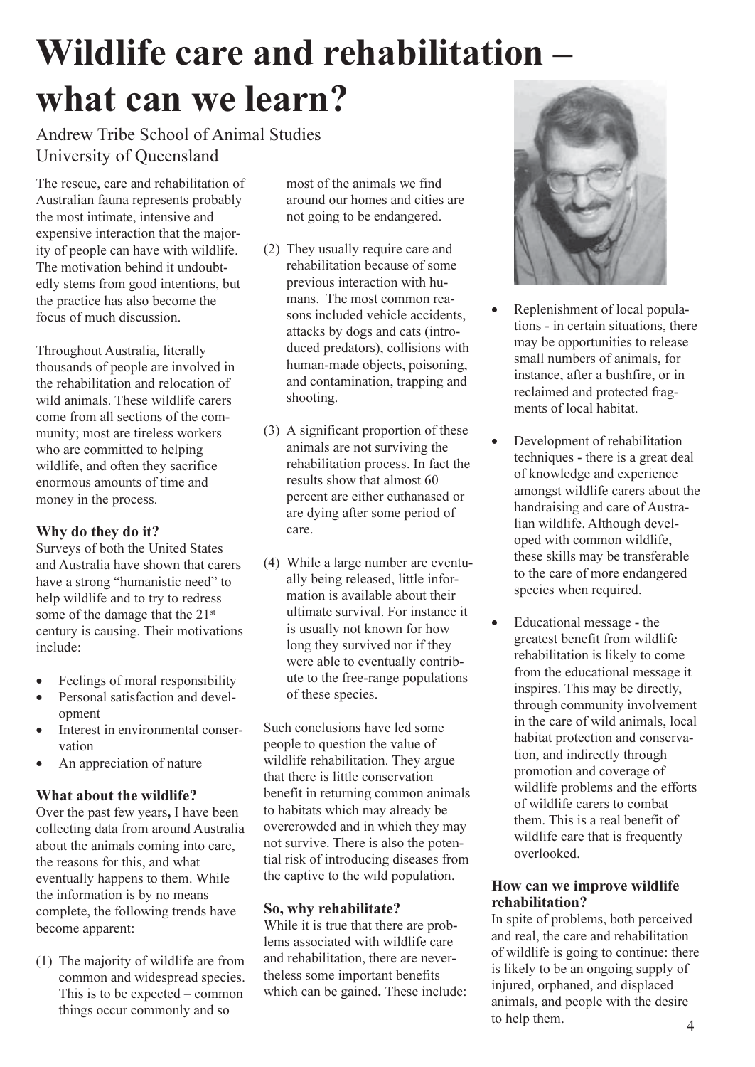# Wildlife care and rehabilitation – what can we learn?

Andrew Tribe School of Animal Studies
University of Queensland

The rescue, care and rehabilitation of Australian fauna represents probably the most intimate, intensive and expensive interaction that the majority of people can have with wildlife. The motivation behind it undoubtedly stems from good intentions, but the practice has also become the focus of much discussion.

Throughout Australia, literally thousands of people are involved in the rehabilitation and relocation of wild animals. These wildlife carers come from all sections of the community; most are tireless workers who are committed to helping wildlife, and often they sacrifice enormous amounts of time and money in the process.

### Why do they do it?

Surveys of both the United States and Australia have shown that carers have a strong "humanistic need" to help wildlife and to try to redress some of the damage that the 21st century is causing. Their motivations include:

- Feelings of moral responsibility
- Personal satisfaction and development
- Interest in environmental conservation
- An appreciation of nature

### What about the wildlife?

Over the past few years, I have been collecting data from around Australia about the animals coming into care, the reasons for this, and what eventually happens to them. While the information is by no means complete, the following trends have become apparent:

(1) The majority of wildlife are from common and widespread species. This is to be expected – common things occur commonly and so most of the animals we find around our homes and cities are not going to be endangered.

(2) They usually require care and rehabilitation because of some previous interaction with humans. The most common reasons included vehicle accidents, attacks by dogs and cats (introduced predators), collisions with human-made objects, poisoning, and contamination, trapping and shooting.

(3) A significant proportion of these animals are not surviving the rehabilitation process. In fact the results show that almost 60 percent are either euthanased or are dying after some period of care.

(4) While a large number are eventually being released, little information is available about their ultimate survival. For instance it is usually not known for how long they survived nor if they were able to eventually contribute to the free-range populations of these species.

Such conclusions have led some people to question the value of wildlife rehabilitation. They argue that there is little conservation benefit in returning common animals to habitats which may already be overcrowded and in which they may not survive. There is also the potential risk of introducing diseases from the captive to the wild population.

### So, why rehabilitate?

While it is true that there are problems associated with wildlife care and rehabilitation, there are nevertheless some important benefits which can be gained. These include:

- Replenishment of local populations - in certain situations, there may be opportunities to release small numbers of animals, for instance, after a bushfire, or in reclaimed and protected fragments of local habitat.

- Development of rehabilitation techniques - there is a great deal of knowledge and experience amongst wildlife carers about the handraising and care of Australian wildlife. Although developed with common wildlife, these skills may be transferable to the care of more endangered species when required.

- Educational message - the greatest benefit from wildlife rehabilitation is likely to come from the educational message it inspires. This may be directly, through community involvement in the care of wild animals, local habitat protection and conservation, and indirectly through promotion and coverage of wildlife problems and the efforts of wildlife carers to combat them. This is a real benefit of wildlife care that is frequently overlooked.

### How can we improve wildlife rehabilitation?

In spite of problems, both perceived and real, the care and rehabilitation of wildlife is going to continue: there is likely to be an ongoing supply of injured, orphaned, and displaced animals, and people with the desire to help them.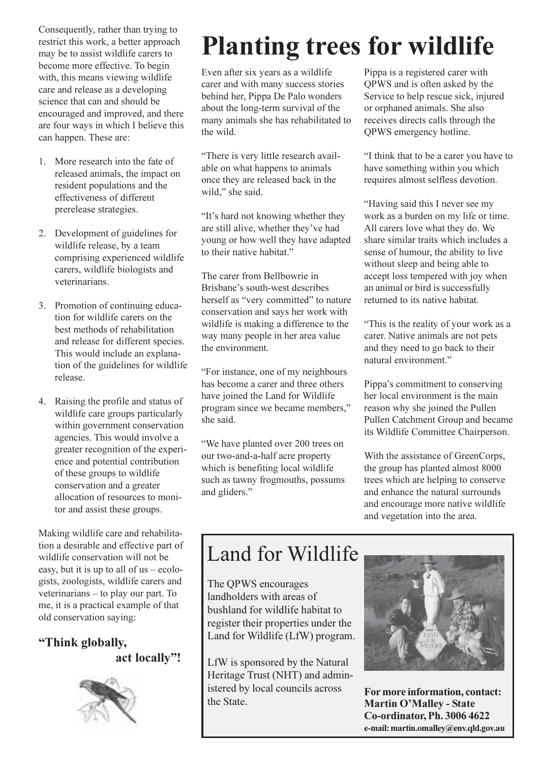Consequently, rather than trying to restrict this work, a better approach may be to assist wildlife carers to become more effective. To begin with, this means viewing wildlife care and release as a developing science that can and should be encouraged and improved, and there are four ways in which I believe this can happen. These are:

1. More research into the fate of released animals, the impact on resident populations and the effectiveness of different prerelease strategies.
2. Development of guidelines for wildlife release, by a team comprising experienced wildlife carers, wildlife biologists and veterinarians.
3. Promotion of continuing education for wildlife carers on the best methods of rehabilitation and release for different species. This would include an explanation of the guidelines for wildlife release.
4. Raising the profile and status of wildlife care groups particularly within government conservation agencies. This would involve a greater recognition of the experience and potential contribution of these groups to wildlife conservation and a greater allocation of resources to monitor and assist these groups.

Making wildlife care and rehabilitation a desirable and effective part of wildlife conservation will not be easy, but it is up to all of us – ecologists, zoologists, wildlife carers and veterinarians – to play our part. To me, it is a practical example of that old conservation saying:

**"Think globally, act locally"!**

# Planting trees for wildlife

Even after six years as a wildlife carer and with many success stories behind her, Pippa De Palo wonders about the long-term survival of the many animals she has rehabilitated to the wild.

"There is very little research available on what happens to animals once they are released back in the wild," she said.

"It's hard not knowing whether they are still alive, whether they've had young or how well they have adapted to their native habitat."

The carer from Bellbowrie in Brisbane's south-west describes herself as "very committed" to nature conservation and says her work with wildlife is making a difference to the way many people in her area value the environment.

"For instance, one of my neighbours has become a carer and three others have joined the Land for Wildlife program since we became members," she said.

"We have planted over 200 trees on our two-and-a-half acre property which is benefiting local wildlife such as tawny frogmouths, possums and gliders."

Pippa is a registered carer with QPWS and is often asked by the Service to help rescue sick, injured or orphaned animals. She also receives directs calls through the QPWS emergency hotline.

"I think that to be a carer you have to have something within you which requires almost selfless devotion.

"Having said this I never see my work as a burden on my life or time. All carers love what they do. We share similar traits which includes a sense of humour, the ability to live without sleep and being able to accept loss tempered with joy when an animal or bird is successfully returned to its native habitat.

"This is the reality of your work as a carer. Native animals are not pets and they need to go back to their natural environment."

Pippa's commitment to conserving her local environment is the main reason why she joined the Pullen Pullen Catchment Group and became its Wildlife Committee Chairperson.

With the assistance of GreenCorps, the group has planted almost 8000 trees which are helping to conserve and enhance the natural surrounds and encourage more native wildlife and vegetation into the area.

## Land for Wildlife

The QPWS encourages landholders with areas of bushland for wildlife habitat to register their properties under the Land for Wildlife (LfW) program.

LfW is sponsored by the Natural Heritage Trust (NHT) and administered by local councils across the State.

**For more information, contact: Martin O'Malley - State Co-ordinator, Ph. 3006 4622**
**e-mail: martin.omalley@env.qld.gov.au**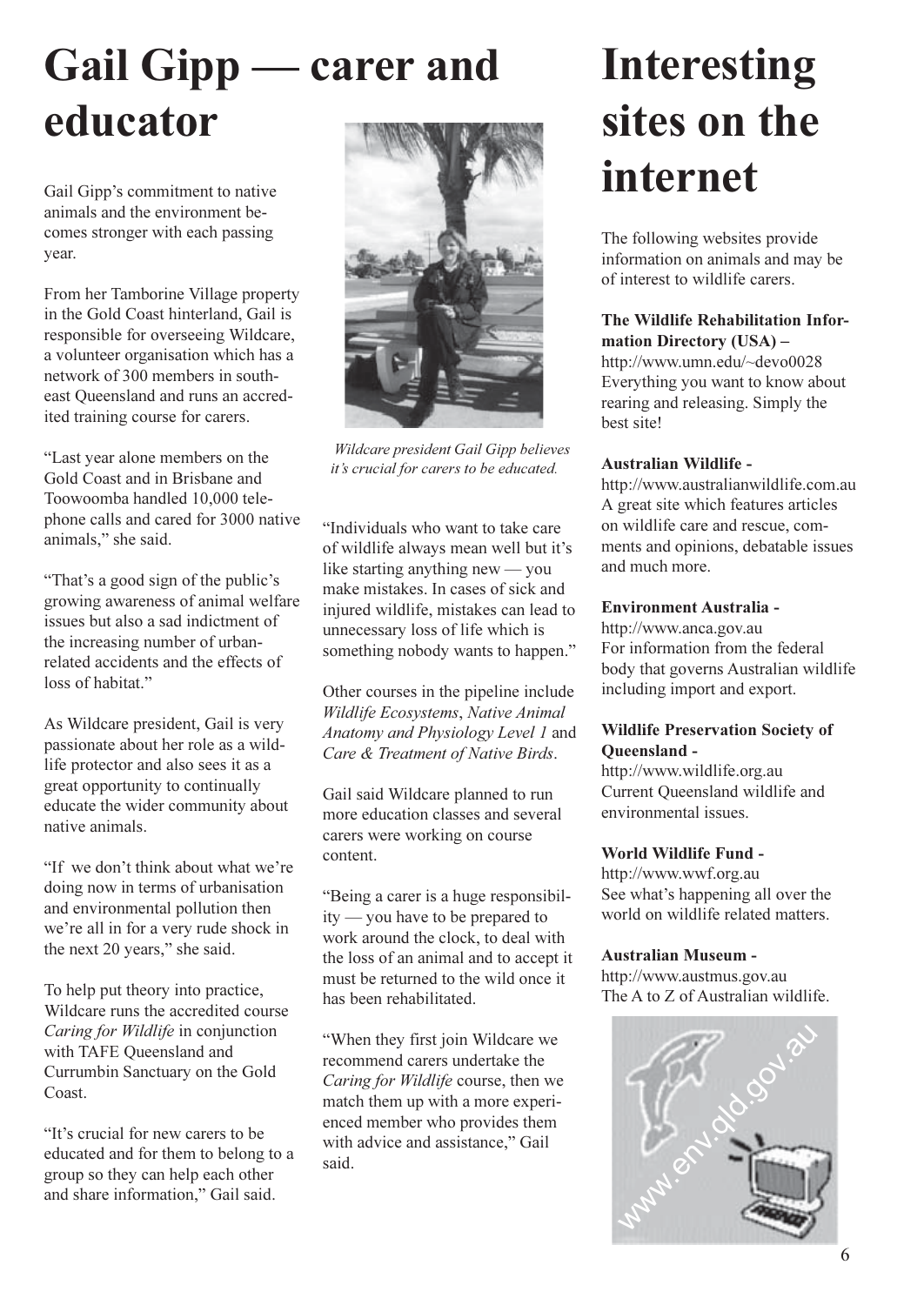# Gail Gipp — carer and educator

Gail Gipp's commitment to native animals and the environment becomes stronger with each passing year.

From her Tamborine Village property in the Gold Coast hinterland, Gail is responsible for overseeing Wildcare, a volunteer organisation which has a network of 300 members in south-east Queensland and runs an accredited training course for carers.

"Last year alone members on the Gold Coast and in Brisbane and Toowoomba handled 10,000 telephone calls and cared for 3000 native animals," she said.

"That's a good sign of the public's growing awareness of animal welfare issues but also a sad indictment of the increasing number of urban-related accidents and the effects of loss of habitat."

As Wildcare president, Gail is very passionate about her role as a wildlife protector and also sees it as a great opportunity to continually educate the wider community about native animals.

"If we don't think about what we're doing now in terms of urbanisation and environmental pollution then we're all in for a very rude shock in the next 20 years," she said.

To help put theory into practice, Wildcare runs the accredited course *Caring for Wildlife* in conjunction with TAFE Queensland and Currumbin Sanctuary on the Gold Coast.

"It's crucial for new carers to be educated and for them to belong to a group so they can help each other and share information," Gail said.

*Wildcare president Gail Gipp believes it's crucial for carers to be educated.*

"Individuals who want to take care of wildlife always mean well but it's like starting anything new — you make mistakes. In cases of sick and injured wildlife, mistakes can lead to unnecessary loss of life which is something nobody wants to happen."

Other courses in the pipeline include *Wildlife Ecosystems*, *Native Animal Anatomy and Physiology Level 1* and *Care & Treatment of Native Birds*.

Gail said Wildcare planned to run more education classes and several carers were working on course content.

"Being a carer is a huge responsibility — you have to be prepared to work around the clock, to deal with the loss of an animal and to accept it must be returned to the wild once it has been rehabilitated.

"When they first join Wildcare we recommend carers undertake the *Caring for Wildlife* course, then we match them up with a more experienced member who provides them with advice and assistance," Gail said.

# Interesting sites on the internet

The following websites provide information on animals and may be of interest to wildlife carers.

**The Wildlife Rehabilitation Information Directory (USA) –**
http://www.umn.edu/~devo0028
Everything you want to know about rearing and releasing. Simply the best site!

**Australian Wildlife -**
http://www.australianwildlife.com.au
A great site which features articles on wildlife care and rescue, comments and opinions, debatable issues and much more.

**Environment Australia -**
http://www.anca.gov.au
For information from the federal body that governs Australian wildlife including import and export.

**Wildlife Preservation Society of Queensland -**
http://www.wildlife.org.au
Current Queensland wildlife and environmental issues.

**World Wildlife Fund -**
http://www.wwf.org.au
See what's happening all over the world on wildlife related matters.

**Australian Museum -**
http://www.austmus.gov.au
The A to Z of Australian wildlife.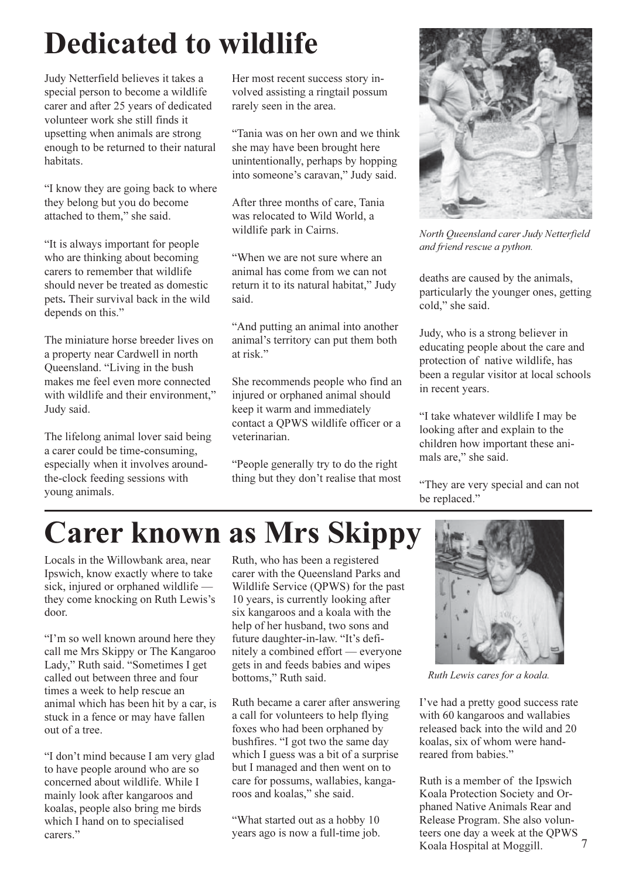# Dedicated to wildlife

Judy Netterfield believes it takes a special person to become a wildlife carer and after 25 years of dedicated volunteer work she still finds it upsetting when animals are strong enough to be returned to their natural habitats.

"I know they are going back to where they belong but you do become attached to them," she said.

"It is always important for people who are thinking about becoming carers to remember that wildlife should never be treated as domestic pets**.** Their survival back in the wild depends on this."

The miniature horse breeder lives on a property near Cardwell in north Queensland. "Living in the bush makes me feel even more connected with wildlife and their environment," Judy said.

The lifelong animal lover said being a carer could be time-consuming, especially when it involves around-the-clock feeding sessions with young animals.

Her most recent success story involved assisting a ringtail possum rarely seen in the area.

"Tania was on her own and we think she may have been brought here unintentionally, perhaps by hopping into someone's caravan," Judy said.

After three months of care, Tania was relocated to Wild World, a wildlife park in Cairns.

"When we are not sure where an animal has come from we can not return it to its natural habitat," Judy said.

"And putting an animal into another animal's territory can put them both at risk."

She recommends people who find an injured or orphaned animal should keep it warm and immediately contact a QPWS wildlife officer or a veterinarian.

"People generally try to do the right thing but they don't realise that most deaths are caused by the animals, particularly the younger ones, getting cold," she said.

*North Queensland carer Judy Netterfield and friend rescue a python.*

Judy, who is a strong believer in educating people about the care and protection of native wildlife, has been a regular visitor at local schools in recent years.

"I take whatever wildlife I may be looking after and explain to the children how important these animals are," she said.

"They are very special and can not be replaced."

# Carer known as Mrs Skippy

Locals in the Willowbank area, near Ipswich, know exactly where to take sick, injured or orphaned wildlife — they come knocking on Ruth Lewis's door.

"I'm so well known around here they call me Mrs Skippy or The Kangaroo Lady," Ruth said. "Sometimes I get called out between three and four times a week to help rescue an animal which has been hit by a car, is stuck in a fence or may have fallen out of a tree.

"I don't mind because I am very glad to have people around who are so concerned about wildlife. While I mainly look after kangaroos and koalas, people also bring me birds which I hand on to specialised carers."

Ruth, who has been a registered carer with the Queensland Parks and Wildlife Service (QPWS) for the past 10 years, is currently looking after six kangaroos and a koala with the help of her husband, two sons and future daughter-in-law. "It's definitely a combined effort — everyone gets in and feeds babies and wipes bottoms," Ruth said.

Ruth became a carer after answering a call for volunteers to help flying foxes who had been orphaned by bushfires. "I got two the same day which I guess was a bit of a surprise but I managed and then went on to care for possums, wallabies, kangaroos and koalas," she said.

"What started out as a hobby 10 years ago is now a full-time job. I've had a pretty good success rate with 60 kangaroos and wallabies released back into the wild and 20 koalas, six of whom were hand-reared from babies."

*Ruth Lewis cares for a koala.*

Ruth is a member of the Ipswich Koala Protection Society and Orphaned Native Animals Rear and Release Program. She also volunteers one day a week at the QPWS Koala Hospital at Moggill.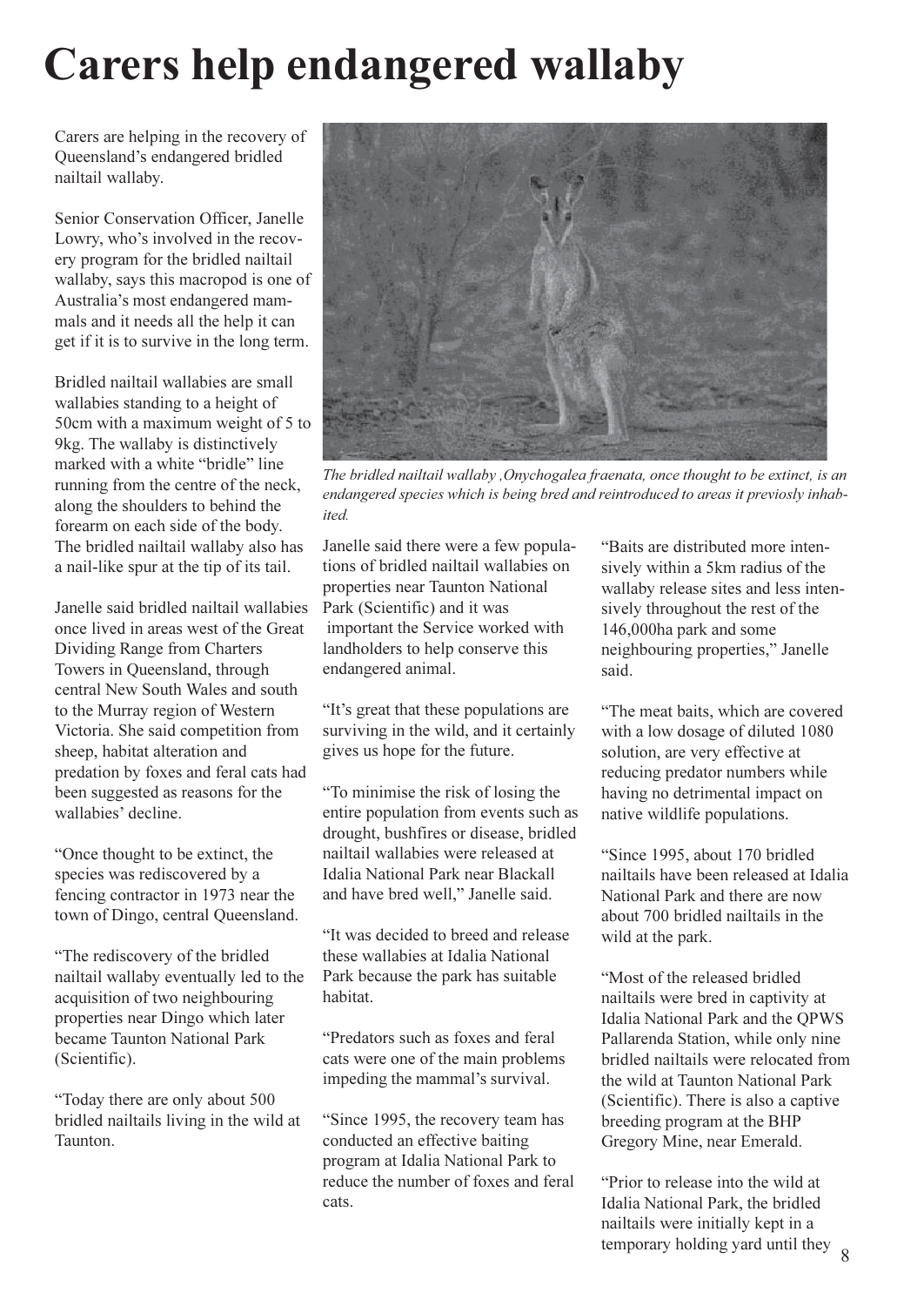# Carers help endangered wallaby

Carers are helping in the recovery of Queensland's endangered bridled nailtail wallaby.

Senior Conservation Officer, Janelle Lowry, who's involved in the recovery program for the bridled nailtail wallaby, says this macropod is one of Australia's most endangered mammals and it needs all the help it can get if it is to survive in the long term.

Bridled nailtail wallabies are small wallabies standing to a height of 50cm with a maximum weight of 5 to 9kg. The wallaby is distinctively marked with a white "bridle" line running from the centre of the neck, along the shoulders to behind the forearm on each side of the body. The bridled nailtail wallaby also has a nail-like spur at the tip of its tail.

Janelle said bridled nailtail wallabies once lived in areas west of the Great Dividing Range from Charters Towers in Queensland, through central New South Wales and south to the Murray region of Western Victoria. She said competition from sheep, habitat alteration and predation by foxes and feral cats had been suggested as reasons for the wallabies' decline.

"Once thought to be extinct, the species was rediscovered by a fencing contractor in 1973 near the town of Dingo, central Queensland.

"The rediscovery of the bridled nailtail wallaby eventually led to the acquisition of two neighbouring properties near Dingo which later became Taunton National Park (Scientific).

"Today there are only about 500 bridled nailtails living in the wild at Taunton.

*The bridled nailtail wallaby ,Onychogalea fraenata, once thought to be extinct, is an endangered species which is being bred and reintroduced to areas it previosly inhabited.*

Janelle said there were a few populations of bridled nailtail wallabies on properties near Taunton National Park (Scientific) and it was important the Service worked with landholders to help conserve this endangered animal.

"It's great that these populations are surviving in the wild, and it certainly gives us hope for the future.

"To minimise the risk of losing the entire population from events such as drought, bushfires or disease, bridled nailtail wallabies were released at Idalia National Park near Blackall and have bred well," Janelle said.

"It was decided to breed and release these wallabies at Idalia National Park because the park has suitable habitat.

"Predators such as foxes and feral cats were one of the main problems impeding the mammal's survival.

"Since 1995, the recovery team has conducted an effective baiting program at Idalia National Park to reduce the number of foxes and feral cats.

"Baits are distributed more intensively within a 5km radius of the wallaby release sites and less intensively throughout the rest of the 146,000ha park and some neighbouring properties," Janelle said.

"The meat baits, which are covered with a low dosage of diluted 1080 solution, are very effective at reducing predator numbers while having no detrimental impact on native wildlife populations.

"Since 1995, about 170 bridled nailtails have been released at Idalia National Park and there are now about 700 bridled nailtails in the wild at the park.

"Most of the released bridled nailtails were bred in captivity at Idalia National Park and the QPWS Pallarenda Station, while only nine bridled nailtails were relocated from the wild at Taunton National Park (Scientific). There is also a captive breeding program at the BHP Gregory Mine, near Emerald.

"Prior to release into the wild at Idalia National Park, the bridled nailtails were initially kept in a temporary holding yard until they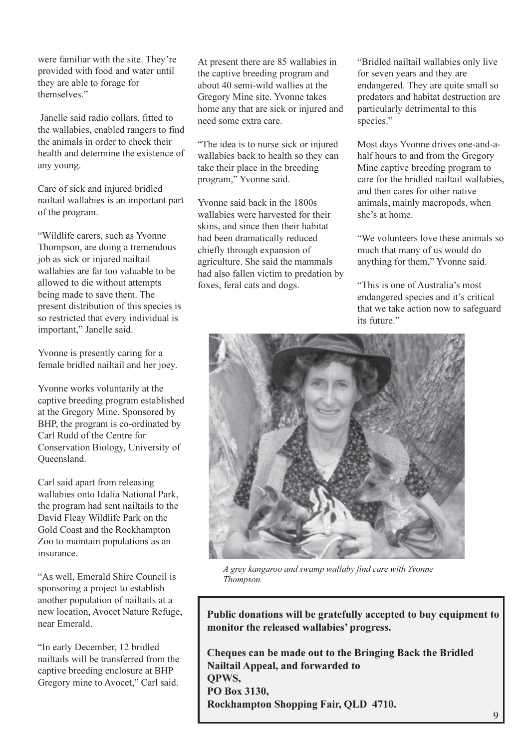were familiar with the site. They're provided with food and water until they are able to forage for themselves."

Janelle said radio collars, fitted to the wallabies, enabled rangers to find the animals in order to check their health and determine the existence of any young.

Care of sick and injured bridled nailtail wallabies is an important part of the program.

"Wildlife carers, such as Yvonne Thompson, are doing a tremendous job as sick or injured nailtail wallabies are far too valuable to be allowed to die without attempts being made to save them. The present distribution of this species is so restricted that every individual is important," Janelle said.

Yvonne is presently caring for a female bridled nailtail and her joey.

Yvonne works voluntarily at the captive breeding program established at the Gregory Mine. Sponsored by BHP, the program is co-ordinated by Carl Rudd of the Centre for Conservation Biology, University of Queensland.

Carl said apart from releasing wallabies onto Idalia National Park, the program had sent nailtails to the David Fleay Wildlife Park on the Gold Coast and the Rockhampton Zoo to maintain populations as an insurance.

"As well, Emerald Shire Council is sponsoring a project to establish another population of nailtails at a new location, Avocet Nature Refuge, near Emerald.

"In early December, 12 bridled nailtails will be transferred from the captive breeding enclosure at BHP Gregory mine to Avocet," Carl said.

At present there are 85 wallabies in the captive breeding program and about 40 semi-wild wallies at the Gregory Mine site. Yvonne takes home any that are sick or injured and need some extra care.

"The idea is to nurse sick or injured wallabies back to health so they can take their place in the breeding program," Yvonne said.

Yvonne said back in the 1800s wallabies were harvested for their skins, and since then their habitat had been dramatically reduced chiefly through expansion of agriculture. She said the mammals had also fallen victim to predation by foxes, feral cats and dogs.

"Bridled nailtail wallabies only live for seven years and they are endangered. They are quite small so predators and habitat destruction are particularly detrimental to this species."

Most days Yvonne drives one-and-a-half hours to and from the Gregory Mine captive breeding program to care for the bridled nailtail wallabies, and then cares for other native animals, mainly macropods, when she's at home.

"We volunteers love these animals so much that many of us would do anything for them," Yvonne said.

"This is one of Australia's most endangered species and it's critical that we take action now to safeguard its future."

*A grey kangaroo and swamp wallaby find care with Yvonne Thompson.*

**Public donations will be gratefully accepted to buy equipment to monitor the released wallabies' progress.**

**Cheques can be made out to the Bringing Back the Bridled Nailtail Appeal, and forwarded to**
**QPWS,**
**PO Box 3130,**
**Rockhampton Shopping Fair, QLD 4710.**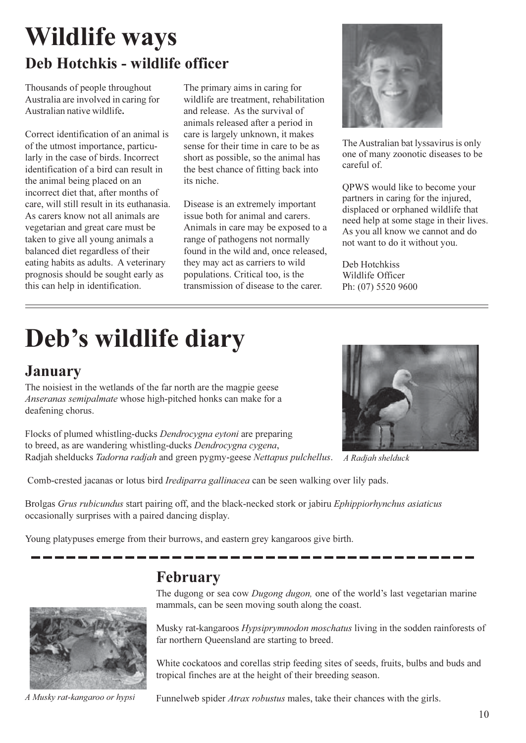# Wildlife ways

## Deb Hotchkis - wildlife officer

Thousands of people throughout Australia are involved in caring for Australian native wildlife**.**

Correct identification of an animal is of the utmost importance, particularly in the case of birds. Incorrect identification of a bird can result in the animal being placed on an incorrect diet that, after months of care, will still result in its euthanasia. As carers know not all animals are vegetarian and great care must be taken to give all young animals a balanced diet regardless of their eating habits as adults. A veterinary prognosis should be sought early as this can help in identification.

The primary aims in caring for wildlife are treatment, rehabilitation and release. As the survival of animals released after a period in care is largely unknown, it makes sense for their time in care to be as short as possible, so the animal has the best chance of fitting back into its niche.

Disease is an extremely important issue both for animal and carers. Animals in care may be exposed to a range of pathogens not normally found in the wild and, once released, they may act as carriers to wild populations. Critical too, is the transmission of disease to the carer.

The Australian bat lyssavirus is only one of many zoonotic diseases to be careful of.

QPWS would like to become your partners in caring for the injured, displaced or orphaned wildlife that need help at some stage in their lives. As you all know we cannot and do not want to do it without you.

Deb Hotchkiss
Wildlife Officer
Ph: (07) 5520 9600

# Deb's wildlife diary

## January

The noisiest in the wetlands of the far north are the magpie geese *Anseranas semipalmate* whose high-pitched honks can make for a deafening chorus.

Flocks of plumed whistling-ducks *Dendrocygna eytoni* are preparing to breed, as are wandering whistling-ducks *Dendrocygna cygena*, Radjah shelducks *Tadorna radjah* and green pygmy-geese *Nettapus pulchellus*.

*A Radjah shelduck*

Comb-crested jacanas or lotus bird *Irediparra gallinacea* can be seen walking over lily pads.

Brolgas *Grus rubicundus* start pairing off, and the black-necked stork or jabiru *Ephippiorhynchus asiaticus* occasionally surprises with a paired dancing display.

Young platypuses emerge from their burrows, and eastern grey kangaroos give birth.

## February

The dugong or sea cow *Dugong dugon,* one of the world's last vegetarian marine mammals, can be seen moving south along the coast.

Musky rat-kangaroos *Hypsiprymnodon moschatus* living in the sodden rainforests of far northern Queensland are starting to breed.

White cockatoos and corellas strip feeding sites of seeds, fruits, bulbs and buds and tropical finches are at the height of their breeding season.

Funnelweb spider *Atrax robustus* males, take their chances with the girls.

*A Musky rat-kangaroo or hypsi*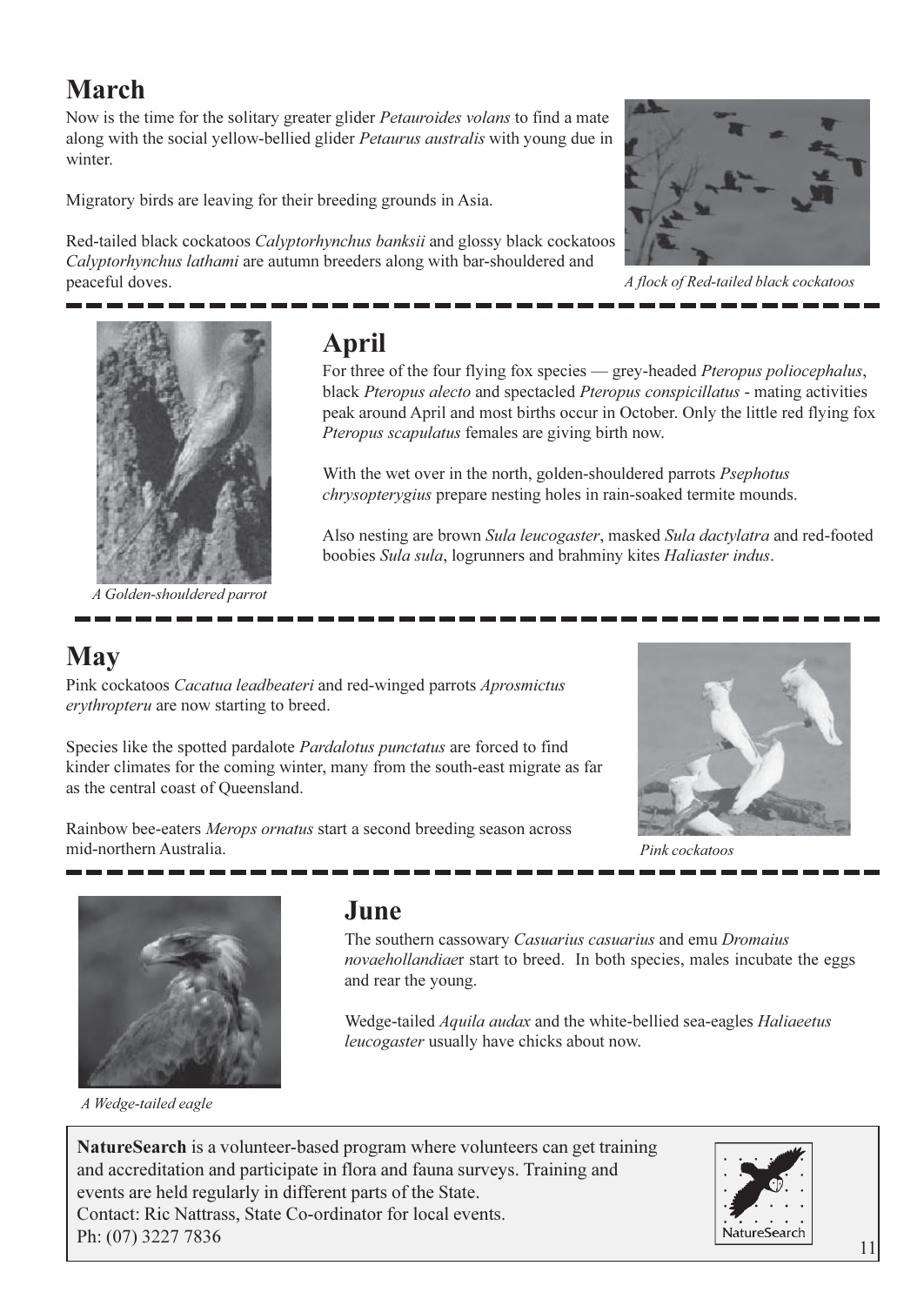## March

Now is the time for the solitary greater glider *Petauroides volans* to find a mate along with the social yellow-bellied glider *Petaurus australis* with young due in winter.

Migratory birds are leaving for their breeding grounds in Asia.

Red-tailed black cockatoos *Calyptorhynchus banksii* and glossy black cockatoos *Calyptorhynchus lathami* are autumn breeders along with bar-shouldered and peaceful doves.

*A flock of Red-tailed black cockatoos*

## April

For three of the four flying fox species — grey-headed *Pteropus poliocephalus*, black *Pteropus alecto* and spectacled *Pteropus conspicillatus* - mating activities peak around April and most births occur in October. Only the little red flying fox *Pteropus scapulatus* females are giving birth now.

With the wet over in the north, golden-shouldered parrots *Psephotus chrysopterygius* prepare nesting holes in rain-soaked termite mounds.

Also nesting are brown *Sula leucogaster*, masked *Sula dactylatra* and red-footed boobies *Sula sula*, logrunners and brahminy kites *Haliaster indus*.

*A Golden-shouldered parrot*

## May

Pink cockatoos *Cacatua leadbeateri* and red-winged parrots *Aprosmictus erythropteru* are now starting to breed.

Species like the spotted pardalote *Pardalotus punctatus* are forced to find kinder climates for the coming winter, many from the south-east migrate as far as the central coast of Queensland.

Rainbow bee-eaters *Merops ornatus* start a second breeding season across mid-northern Australia.

*Pink cockatoos*

## June

The southern cassowary *Casuarius casuarius* and emu *Dromaius novaehollandiae*r start to breed. In both species, males incubate the eggs and rear the young.

Wedge-tailed *Aquila audax* and the white-bellied sea-eagles *Haliaeetus leucogaster* usually have chicks about now.

*A Wedge-tailed eagle*

**NatureSearch** is a volunteer-based program where volunteers can get training and accreditation and participate in flora and fauna surveys. Training and events are held regularly in different parts of the State.
Contact: Ric Nattrass, State Co-ordinator for local events.
Ph: (07) 3227 7836

NatureSearch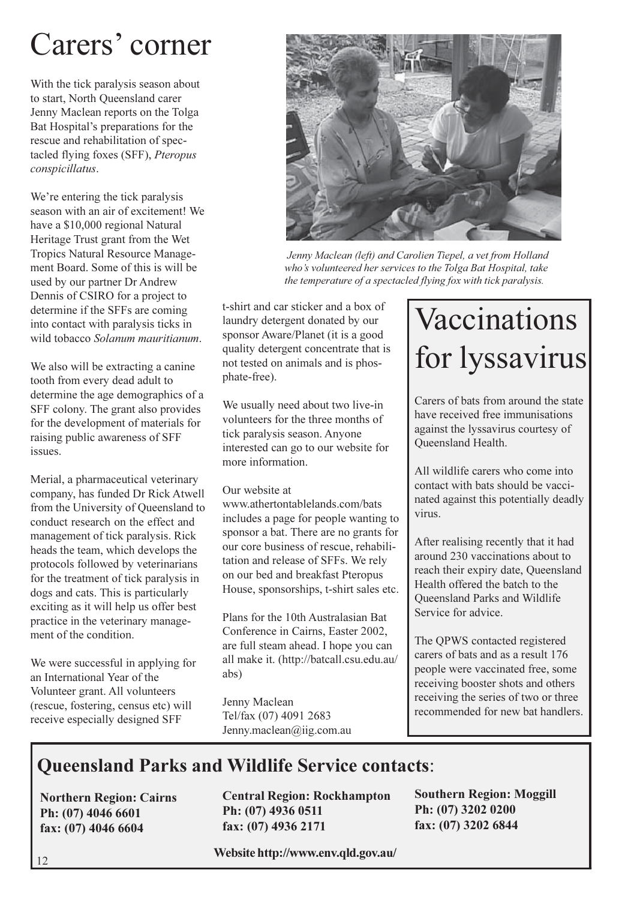# Carers' corner

With the tick paralysis season about to start, North Queensland carer Jenny Maclean reports on the Tolga Bat Hospital's preparations for the rescue and rehabilitation of spectacled flying foxes (SFF), *Pteropus conspicillatus*.

We're entering the tick paralysis season with an air of excitement! We have a $10,000 regional Natural Heritage Trust grant from the Wet Tropics Natural Resource Management Board. Some of this is will be used by our partner Dr Andrew Dennis of CSIRO for a project to determine if the SFFs are coming into contact with paralysis ticks in wild tobacco *Solanum mauritianum*.

We also will be extracting a canine tooth from every dead adult to determine the age demographics of a SFF colony. The grant also provides for the development of materials for raising public awareness of SFF issues.

Merial, a pharmaceutical veterinary company, has funded Dr Rick Atwell from the University of Queensland to conduct research on the effect and management of tick paralysis. Rick heads the team, which develops the protocols followed by veterinarians for the treatment of tick paralysis in dogs and cats. This is particularly exciting as it will help us offer best practice in the veterinary management of the condition.

We were successful in applying for an International Year of the Volunteer grant. All volunteers (rescue, fostering, census etc) will receive especially designed SFF t-shirt and car sticker and a box of laundry detergent donated by our sponsor Aware/Planet (it is a good quality detergent concentrate that is not tested on animals and is phosphate-free).

*Jenny Maclean (left) and Carolien Tiepel, a vet from Holland who's volunteered her services to the Tolga Bat Hospital, take the temperature of a spectacled flying fox with tick paralysis.*

We usually need about two live-in volunteers for the three months of tick paralysis season. Anyone interested can go to our website for more information.

Our website at www.athertontablelands.com/bats includes a page for people wanting to sponsor a bat. There are no grants for our core business of rescue, rehabilitation and release of SFFs. We rely on our bed and breakfast Pteropus House, sponsorships, t-shirt sales etc.

Plans for the 10th Australasian Bat Conference in Cairns, Easter 2002, are full steam ahead. I hope you can all make it. (http://batcall.csu.edu.au/abs)

Jenny Maclean
Tel/fax (07) 4091 2683
Jenny.maclean@iig.com.au

## Vaccinations for lyssavirus

Carers of bats from around the state have received free immunisations against the lyssavirus courtesy of Queensland Health.

All wildlife carers who come into contact with bats should be vaccinated against this potentially deadly virus.

After realising recently that it had around 230 vaccinations about to reach their expiry date, Queensland Health offered the batch to the Queensland Parks and Wildlife Service for advice.

The QPWS contacted registered carers of bats and as a result 176 people were vaccinated free, some receiving booster shots and others receiving the series of two or three recommended for new bat handlers.

## Queensland Parks and Wildlife Service contacts:

**Northern Region: Cairns**
**Ph: (07) 4046 6601**
**fax: (07) 4046 6604**

**Central Region: Rockhampton**
**Ph: (07) 4936 0511**
**fax: (07) 4936 2171**

**Southern Region: Moggill**
**Ph: (07) 3202 0200**
**fax: (07) 3202 6844**

**Website http://www.env.qld.gov.au/**